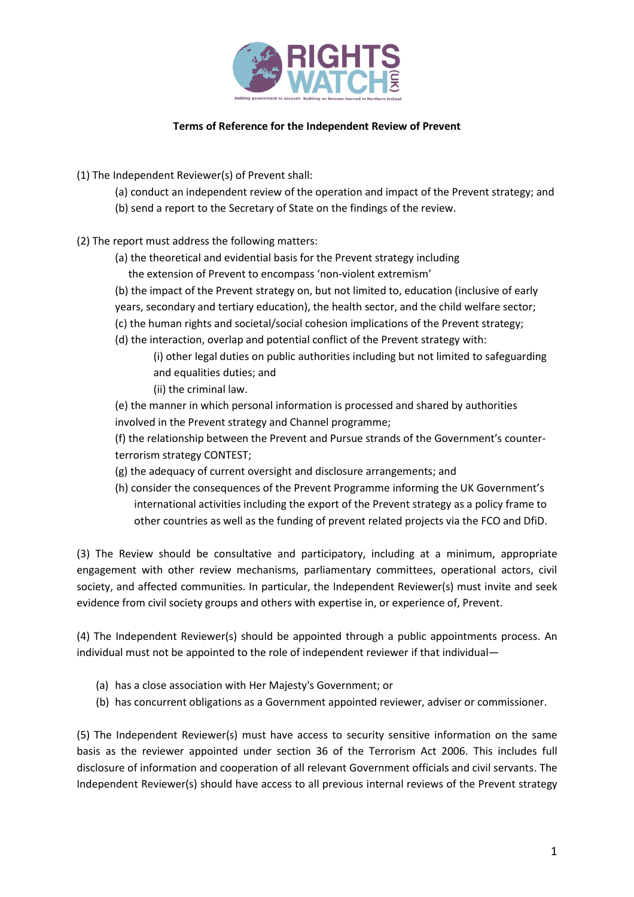**Terms of Reference for the Independent Review of Prevent**

(1) The Independent Reviewer(s) of Prevent shall:

(a) conduct an independent review of the operation and impact of the Prevent strategy; and

(b) send a report to the Secretary of State on the findings of the review.

(2) The report must address the following matters:

(a) the theoretical and evidential basis for the Prevent strategy including the extension of Prevent to encompass 'non-violent extremism'

(b) the impact of the Prevent strategy on, but not limited to, education (inclusive of early years, secondary and tertiary education), the health sector, and the child welfare sector;

(c) the human rights and societal/social cohesion implications of the Prevent strategy;

(d) the interaction, overlap and potential conflict of the Prevent strategy with:

(i) other legal duties on public authorities including but not limited to safeguarding and equalities duties; and

(ii) the criminal law.

(e) the manner in which personal information is processed and shared by authorities involved in the Prevent strategy and Channel programme;

(f) the relationship between the Prevent and Pursue strands of the Government's counter-terrorism strategy CONTEST;

(g) the adequacy of current oversight and disclosure arrangements; and

(h) consider the consequences of the Prevent Programme informing the UK Government's international activities including the export of the Prevent strategy as a policy frame to other countries as well as the funding of prevent related projects via the FCO and DfiD.

(3) The Review should be consultative and participatory, including at a minimum, appropriate engagement with other review mechanisms, parliamentary committees, operational actors, civil society, and affected communities. In particular, the Independent Reviewer(s) must invite and seek evidence from civil society groups and others with expertise in, or experience of, Prevent.

(4) The Independent Reviewer(s) should be appointed through a public appointments process. An individual must not be appointed to the role of independent reviewer if that individual—

(a) has a close association with Her Majesty's Government; or

(b) has concurrent obligations as a Government appointed reviewer, adviser or commissioner.

(5) The Independent Reviewer(s) must have access to security sensitive information on the same basis as the reviewer appointed under section 36 of the Terrorism Act 2006. This includes full disclosure of information and cooperation of all relevant Government officials and civil servants. The Independent Reviewer(s) should have access to all previous internal reviews of the Prevent strategy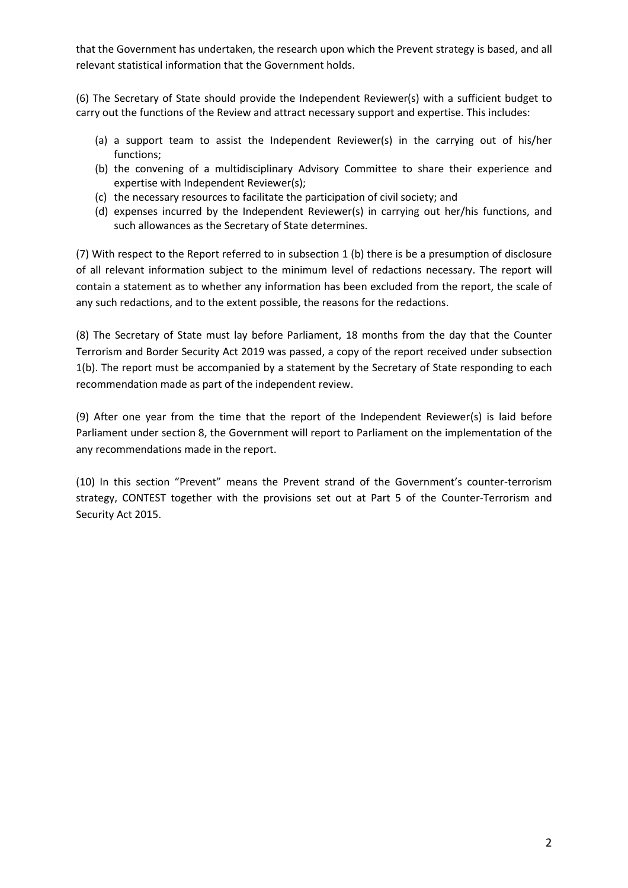that the Government has undertaken, the research upon which the Prevent strategy is based, and all relevant statistical information that the Government holds.

(6) The Secretary of State should provide the Independent Reviewer(s) with a sufficient budget to carry out the functions of the Review and attract necessary support and expertise. This includes:

(a) a support team to assist the Independent Reviewer(s) in the carrying out of his/her functions;
(b) the convening of a multidisciplinary Advisory Committee to share their experience and expertise with Independent Reviewer(s);
(c) the necessary resources to facilitate the participation of civil society; and
(d) expenses incurred by the Independent Reviewer(s) in carrying out her/his functions, and such allowances as the Secretary of State determines.

(7) With respect to the Report referred to in subsection 1 (b) there is be a presumption of disclosure of all relevant information subject to the minimum level of redactions necessary. The report will contain a statement as to whether any information has been excluded from the report, the scale of any such redactions, and to the extent possible, the reasons for the redactions.

(8) The Secretary of State must lay before Parliament, 18 months from the day that the Counter Terrorism and Border Security Act 2019 was passed, a copy of the report received under subsection 1(b). The report must be accompanied by a statement by the Secretary of State responding to each recommendation made as part of the independent review.

(9) After one year from the time that the report of the Independent Reviewer(s) is laid before Parliament under section 8, the Government will report to Parliament on the implementation of the any recommendations made in the report.

(10) In this section "Prevent" means the Prevent strand of the Government's counter-terrorism strategy, CONTEST together with the provisions set out at Part 5 of the Counter-Terrorism and Security Act 2015.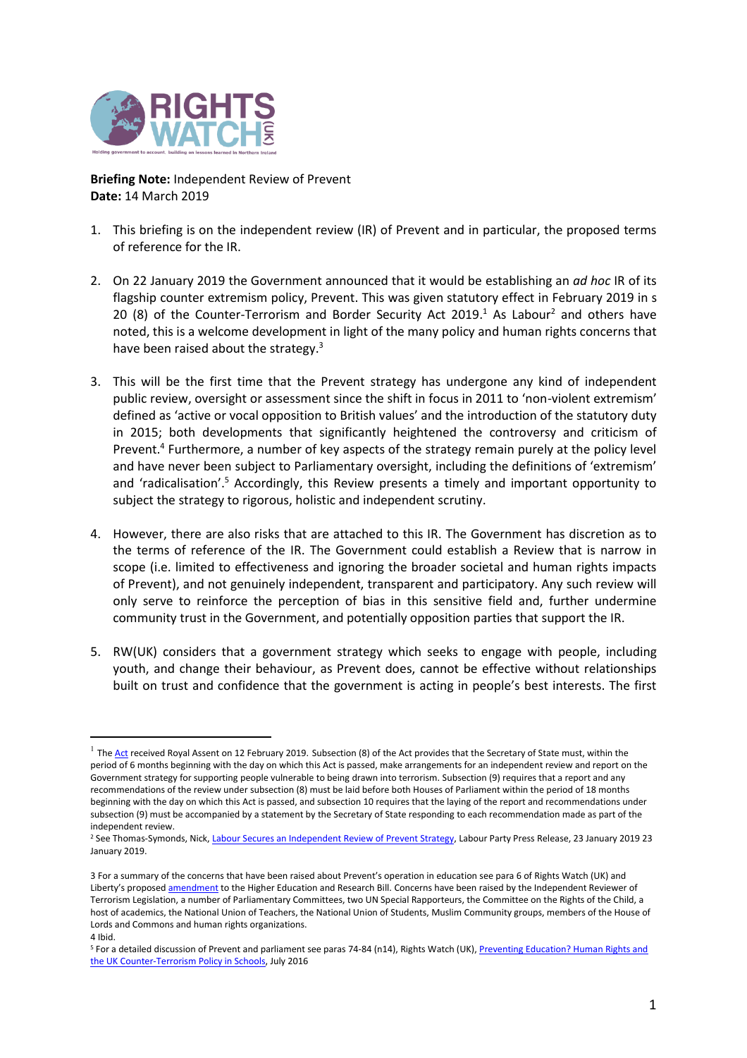**Briefing Note:** Independent Review of Prevent
**Date:** 14 March 2019

1. This briefing is on the independent review (IR) of Prevent and in particular, the proposed terms of reference for the IR.

2. On 22 January 2019 the Government announced that it would be establishing an *ad hoc* IR of its flagship counter extremism policy, Prevent. This was given statutory effect in February 2019 in s 20 (8) of the Counter-Terrorism and Border Security Act 2019.[1] As Labour[2] and others have noted, this is a welcome development in light of the many policy and human rights concerns that have been raised about the strategy.[3]

3. This will be the first time that the Prevent strategy has undergone any kind of independent public review, oversight or assessment since the shift in focus in 2011 to 'non-violent extremism' defined as 'active or vocal opposition to British values' and the introduction of the statutory duty in 2015; both developments that significantly heightened the controversy and criticism of Prevent.[4] Furthermore, a number of key aspects of the strategy remain purely at the policy level and have never been subject to Parliamentary oversight, including the definitions of 'extremism' and 'radicalisation'.[5] Accordingly, this Review presents a timely and important opportunity to subject the strategy to rigorous, holistic and independent scrutiny.

4. However, there are also risks that are attached to this IR. The Government has discretion as to the terms of reference of the IR. The Government could establish a Review that is narrow in scope (i.e. limited to effectiveness and ignoring the broader societal and human rights impacts of Prevent), and not genuinely independent, transparent and participatory. Any such review will only serve to reinforce the perception of bias in this sensitive field and, further undermine community trust in the Government, and potentially opposition parties that support the IR.

5. RW(UK) considers that a government strategy which seeks to engage with people, including youth, and change their behaviour, as Prevent does, cannot be effective without relationships built on trust and confidence that the government is acting in people's best interests. The first

---

[1] The Act received Royal Assent on 12 February 2019. Subsection (8) of the Act provides that the Secretary of State must, within the period of 6 months beginning with the day on which this Act is passed, make arrangements for an independent review and report on the Government strategy for supporting people vulnerable to being drawn into terrorism. Subsection (9) requires that a report and any recommendations of the review under subsection (8) must be laid before both Houses of Parliament within the period of 18 months beginning with the day on which this Act is passed, and subsection 10 requires that the laying of the report and recommendations under subsection (9) must be accompanied by a statement by the Secretary of State responding to each recommendation made as part of the independent review.

[2] See Thomas-Symonds, Nick, Labour Secures an Independent Review of Prevent Strategy, Labour Party Press Release, 23 January 2019 23 January 2019.

[3] For a summary of the concerns that have been raised about Prevent's operation in education see para 6 of Rights Watch (UK) and Liberty's proposed amendment to the Higher Education and Research Bill. Concerns have been raised by the Independent Reviewer of Terrorism Legislation, a number of Parliamentary Committees, two UN Special Rapporteurs, the Committee on the Rights of the Child, a host of academics, the National Union of Teachers, the National Union of Students, Muslim Community groups, members of the House of Lords and Commons and human rights organizations.

[4] Ibid.

[5] For a detailed discussion of Prevent and parliament see paras 74-84 (n14), Rights Watch (UK), Preventing Education? Human Rights and the UK Counter-Terrorism Policy in Schools, July 2016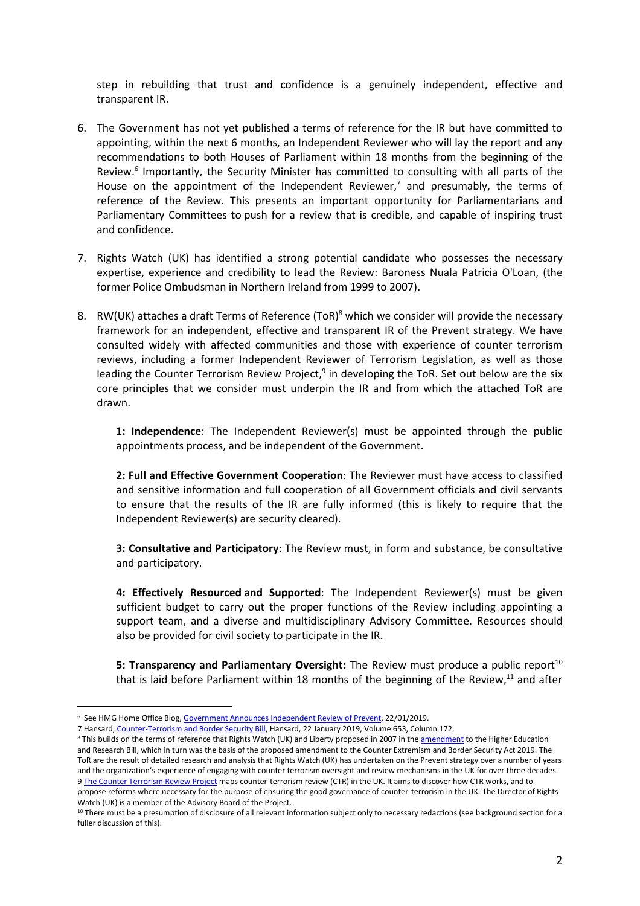step in rebuilding that trust and confidence is a genuinely independent, effective and transparent IR.

6. The Government has not yet published a terms of reference for the IR but have committed to appointing, within the next 6 months, an Independent Reviewer who will lay the report and any recommendations to both Houses of Parliament within 18 months from the beginning of the Review.[6] Importantly, the Security Minister has committed to consulting with all parts of the House on the appointment of the Independent Reviewer,[7] and presumably, the terms of reference of the Review. This presents an important opportunity for Parliamentarians and Parliamentary Committees to push for a review that is credible, and capable of inspiring trust and confidence.

7. Rights Watch (UK) has identified a strong potential candidate who possesses the necessary expertise, experience and credibility to lead the Review: Baroness Nuala Patricia O'Loan, (the former Police Ombudsman in Northern Ireland from 1999 to 2007).

8. RW(UK) attaches a draft Terms of Reference (ToR)[8] which we consider will provide the necessary framework for an independent, effective and transparent IR of the Prevent strategy. We have consulted widely with affected communities and those with experience of counter terrorism reviews, including a former Independent Reviewer of Terrorism Legislation, as well as those leading the Counter Terrorism Review Project,[9] in developing the ToR. Set out below are the six core principles that we consider must underpin the IR and from which the attached ToR are drawn.

   **1: Independence**: The Independent Reviewer(s) must be appointed through the public appointments process, and be independent of the Government.

   **2: Full and Effective Government Cooperation**: The Reviewer must have access to classified and sensitive information and full cooperation of all Government officials and civil servants to ensure that the results of the IR are fully informed (this is likely to require that the Independent Reviewer(s) are security cleared).

   **3: Consultative and Participatory**: The Review must, in form and substance, be consultative and participatory.

   **4: Effectively Resourced and Supported**: The Independent Reviewer(s) must be given sufficient budget to carry out the proper functions of the Review including appointing a support team, and a diverse and multidisciplinary Advisory Committee. Resources should also be provided for civil society to participate in the IR.

   **5: Transparency and Parliamentary Oversight:** The Review must produce a public report[10] that is laid before Parliament within 18 months of the beginning of the Review,[11] and after

---

[6] See HMG Home Office Blog, Government Announces Independent Review of Prevent, 22/01/2019.

[7] Hansard, Counter-Terrorism and Border Security Bill, Hansard, 22 January 2019, Volume 653, Column 172.

[8] This builds on the terms of reference that Rights Watch (UK) and Liberty proposed in 2007 in the amendment to the Higher Education and Research Bill, which in turn was the basis of the proposed amendment to the Counter Extremism and Border Security Act 2019. The ToR are the result of detailed research and analysis that Rights Watch (UK) has undertaken on the Prevent strategy over a number of years and the organization's experience of engaging with counter terrorism oversight and review mechanisms in the UK for over three decades.

[9] The Counter Terrorism Review Project maps counter-terrorism review (CTR) in the UK. It aims to discover how CTR works, and to propose reforms where necessary for the purpose of ensuring the good governance of counter-terrorism in the UK. The Director of Rights Watch (UK) is a member of the Advisory Board of the Project.

[10] There must be a presumption of disclosure of all relevant information subject only to necessary redactions (see background section for a fuller discussion of this).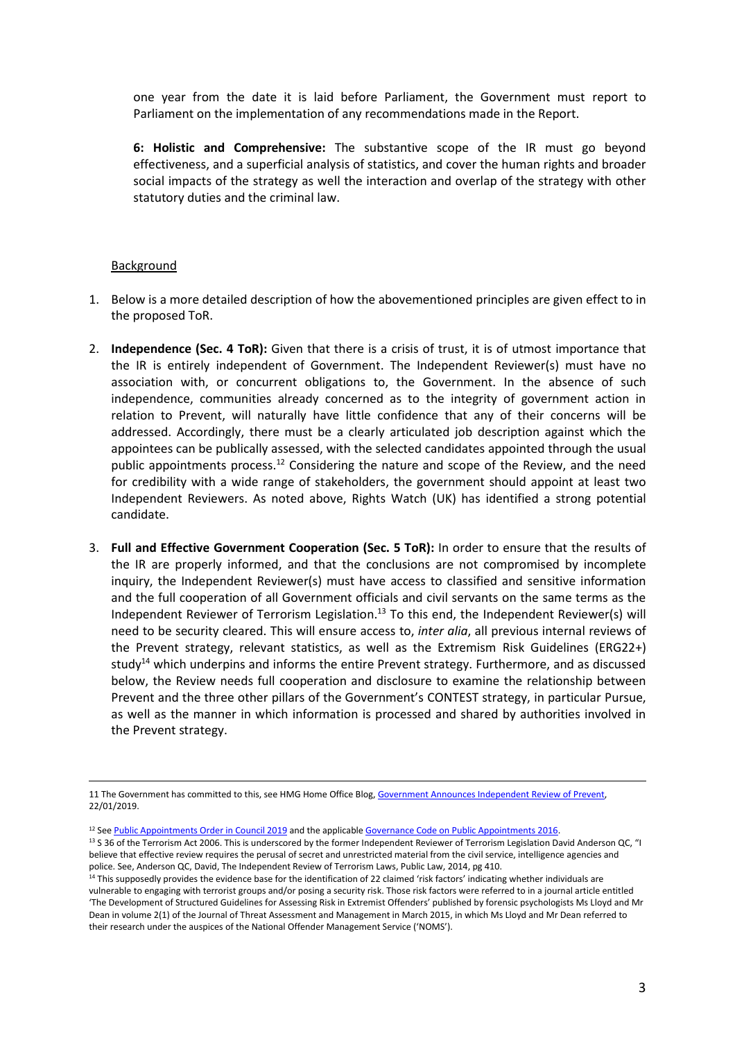one year from the date it is laid before Parliament, the Government must report to Parliament on the implementation of any recommendations made in the Report.

**6: Holistic and Comprehensive:** The substantive scope of the IR must go beyond effectiveness, and a superficial analysis of statistics, and cover the human rights and broader social impacts of the strategy as well the interaction and overlap of the strategy with other statutory duties and the criminal law.

Background

1. Below is a more detailed description of how the abovementioned principles are given effect to in the proposed ToR.

2. **Independence (Sec. 4 ToR):** Given that there is a crisis of trust, it is of utmost importance that the IR is entirely independent of Government. The Independent Reviewer(s) must have no association with, or concurrent obligations to, the Government. In the absence of such independence, communities already concerned as to the integrity of government action in relation to Prevent, will naturally have little confidence that any of their concerns will be addressed. Accordingly, there must be a clearly articulated job description against which the appointees can be publically assessed, with the selected candidates appointed through the usual public appointments process.[12] Considering the nature and scope of the Review, and the need for credibility with a wide range of stakeholders, the government should appoint at least two Independent Reviewers. As noted above, Rights Watch (UK) has identified a strong potential candidate.

3. **Full and Effective Government Cooperation (Sec. 5 ToR):** In order to ensure that the results of the IR are properly informed, and that the conclusions are not compromised by incomplete inquiry, the Independent Reviewer(s) must have access to classified and sensitive information and the full cooperation of all Government officials and civil servants on the same terms as the Independent Reviewer of Terrorism Legislation.[13] To this end, the Independent Reviewer(s) will need to be security cleared. This will ensure access to, *inter alia*, all previous internal reviews of the Prevent strategy, relevant statistics, as well as the Extremism Risk Guidelines (ERG22+) study[14] which underpins and informs the entire Prevent strategy. Furthermore, and as discussed below, the Review needs full cooperation and disclosure to examine the relationship between Prevent and the three other pillars of the Government's CONTEST strategy, in particular Pursue, as well as the manner in which information is processed and shared by authorities involved in the Prevent strategy.

---

11 The Government has committed to this, see HMG Home Office Blog, Government Announces Independent Review of Prevent, 22/01/2019.

[12] See Public Appointments Order in Council 2019 and the applicable Governance Code on Public Appointments 2016.

[13] S 36 of the Terrorism Act 2006. This is underscored by the former Independent Reviewer of Terrorism Legislation David Anderson QC, "I believe that effective review requires the perusal of secret and unrestricted material from the civil service, intelligence agencies and police. See, Anderson QC, David, The Independent Review of Terrorism Laws, Public Law, 2014, pg 410.

[14] This supposedly provides the evidence base for the identification of 22 claimed 'risk factors' indicating whether individuals are vulnerable to engaging with terrorist groups and/or posing a security risk. Those risk factors were referred to in a journal article entitled 'The Development of Structured Guidelines for Assessing Risk in Extremist Offenders' published by forensic psychologists Ms Lloyd and Mr Dean in volume 2(1) of the Journal of Threat Assessment and Management in March 2015, in which Ms Lloyd and Mr Dean referred to their research under the auspices of the National Offender Management Service ('NOMS').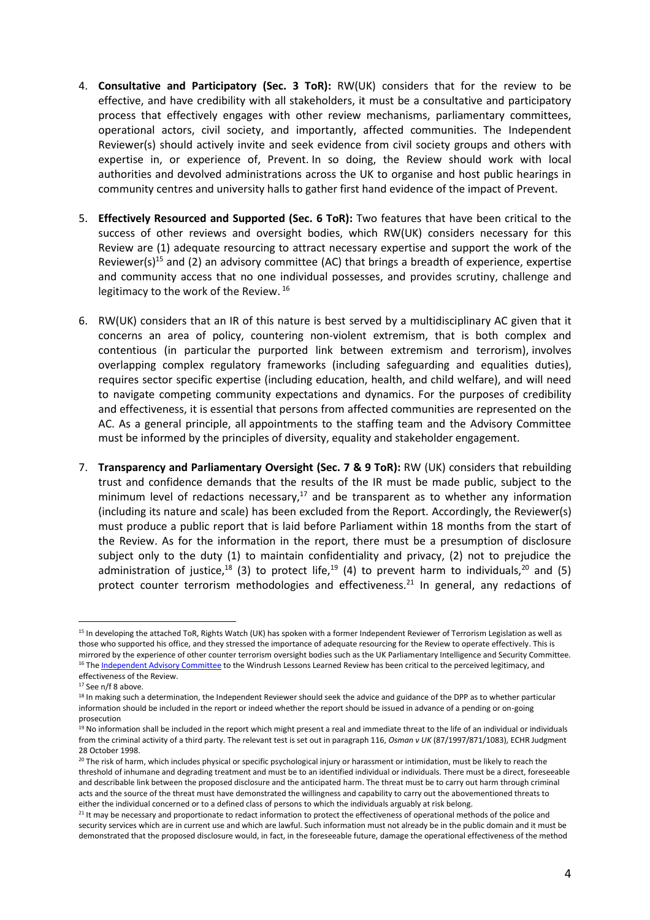4. **Consultative and Participatory (Sec. 3 ToR):** RW(UK) considers that for the review to be effective, and have credibility with all stakeholders, it must be a consultative and participatory process that effectively engages with other review mechanisms, parliamentary committees, operational actors, civil society, and importantly, affected communities. The Independent Reviewer(s) should actively invite and seek evidence from civil society groups and others with expertise in, or experience of, Prevent. In so doing, the Review should work with local authorities and devolved administrations across the UK to organise and host public hearings in community centres and university halls to gather first hand evidence of the impact of Prevent.

5. **Effectively Resourced and Supported (Sec. 6 ToR):** Two features that have been critical to the success of other reviews and oversight bodies, which RW(UK) considers necessary for this Review are (1) adequate resourcing to attract necessary expertise and support the work of the Reviewer(s)[15] and (2) an advisory committee (AC) that brings a breadth of experience, expertise and community access that no one individual possesses, and provides scrutiny, challenge and legitimacy to the work of the Review.[16]

6. RW(UK) considers that an IR of this nature is best served by a multidisciplinary AC given that it concerns an area of policy, countering non-violent extremism, that is both complex and contentious (in particular the purported link between extremism and terrorism), involves overlapping complex regulatory frameworks (including safeguarding and equalities duties), requires sector specific expertise (including education, health, and child welfare), and will need to navigate competing community expectations and dynamics. For the purposes of credibility and effectiveness, it is essential that persons from affected communities are represented on the AC. As a general principle, all appointments to the staffing team and the Advisory Committee must be informed by the principles of diversity, equality and stakeholder engagement.

7. **Transparency and Parliamentary Oversight (Sec. 7 & 9 ToR):** RW (UK) considers that rebuilding trust and confidence demands that the results of the IR must be made public, subject to the minimum level of redactions necessary,[17] and be transparent as to whether any information (including its nature and scale) has been excluded from the Report. Accordingly, the Reviewer(s) must produce a public report that is laid before Parliament within 18 months from the start of the Review. As for the information in the report, there must be a presumption of disclosure subject only to the duty (1) to maintain confidentiality and privacy, (2) not to prejudice the administration of justice,[18] (3) to protect life,[19] (4) to prevent harm to individuals,[20] and (5) protect counter terrorism methodologies and effectiveness.[21] In general, any redactions of

---

[15] In developing the attached ToR, Rights Watch (UK) has spoken with a former Independent Reviewer of Terrorism Legislation as well as those who supported his office, and they stressed the importance of adequate resourcing for the Review to operate effectively. This is mirrored by the experience of other counter terrorism oversight bodies such as the UK Parliamentary Intelligence and Security Committee.

[16] The Independent Advisory Committee to the Windrush Lessons Learned Review has been critical to the perceived legitimacy, and effectiveness of the Review.

[17] See n/f 8 above.

[18] In making such a determination, the Independent Reviewer should seek the advice and guidance of the DPP as to whether particular information should be included in the report or indeed whether the report should be issued in advance of a pending or on-going prosecution

[19] No information shall be included in the report which might present a real and immediate threat to the life of an individual or individuals from the criminal activity of a third party. The relevant test is set out in paragraph 116, *Osman v UK* (87/1997/871/1083), ECHR Judgment 28 October 1998.

[20] The risk of harm, which includes physical or specific psychological injury or harassment or intimidation, must be likely to reach the threshold of inhumane and degrading treatment and must be to an identified individual or individuals. There must be a direct, foreseeable and describable link between the proposed disclosure and the anticipated harm. The threat must be to carry out harm through criminal acts and the source of the threat must have demonstrated the willingness and capability to carry out the abovementioned threats to either the individual concerned or to a defined class of persons to which the individuals arguably at risk belong.

[21] It may be necessary and proportionate to redact information to protect the effectiveness of operational methods of the police and security services which are in current use and which are lawful. Such information must not already be in the public domain and it must be demonstrated that the proposed disclosure would, in fact, in the foreseeable future, damage the operational effectiveness of the method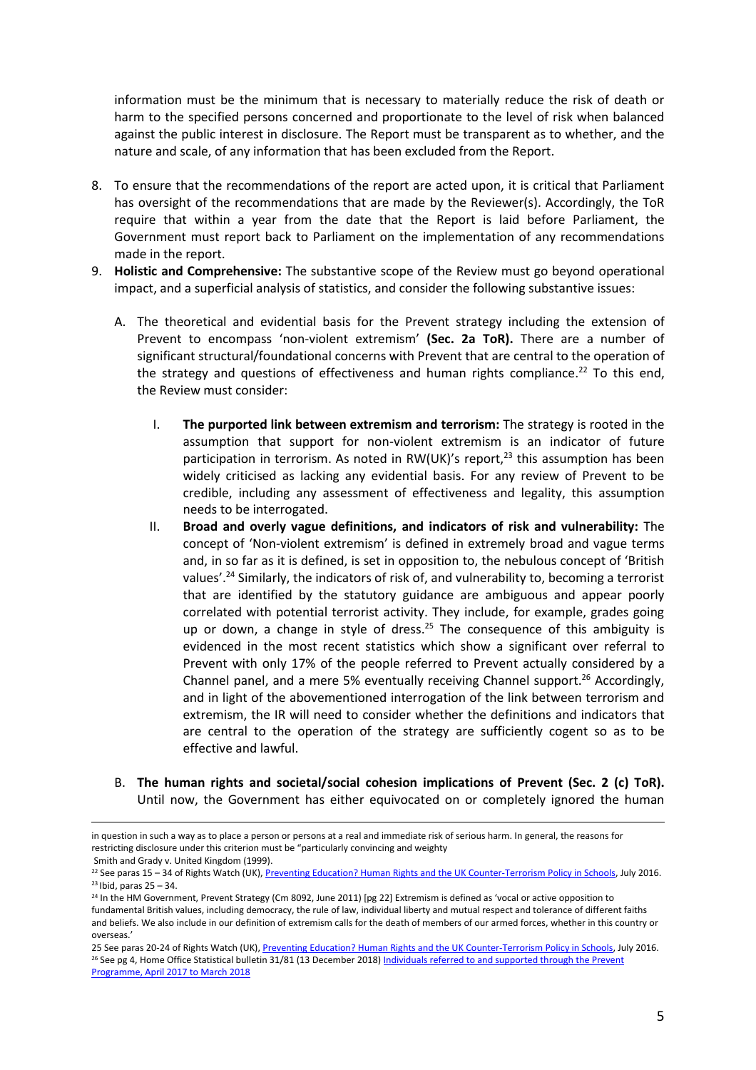information must be the minimum that is necessary to materially reduce the risk of death or harm to the specified persons concerned and proportionate to the level of risk when balanced against the public interest in disclosure. The Report must be transparent as to whether, and the nature and scale, of any information that has been excluded from the Report.

8. To ensure that the recommendations of the report are acted upon, it is critical that Parliament has oversight of the recommendations that are made by the Reviewer(s). Accordingly, the ToR require that within a year from the date that the Report is laid before Parliament, the Government must report back to Parliament on the implementation of any recommendations made in the report.
9. **Holistic and Comprehensive:** The substantive scope of the Review must go beyond operational impact, and a superficial analysis of statistics, and consider the following substantive issues:

   A. The theoretical and evidential basis for the Prevent strategy including the extension of Prevent to encompass 'non-violent extremism' **(Sec. 2a ToR).** There are a number of significant structural/foundational concerns with Prevent that are central to the operation of the strategy and questions of effectiveness and human rights compliance.[22] To this end, the Review must consider:

      I. **The purported link between extremism and terrorism:** The strategy is rooted in the assumption that support for non-violent extremism is an indicator of future participation in terrorism. As noted in RW(UK)'s report,[23] this assumption has been widely criticised as lacking any evidential basis. For any review of Prevent to be credible, including any assessment of effectiveness and legality, this assumption needs to be interrogated.

      II. **Broad and overly vague definitions, and indicators of risk and vulnerability:** The concept of 'Non-violent extremism' is defined in extremely broad and vague terms and, in so far as it is defined, is set in opposition to, the nebulous concept of 'British values'.[24] Similarly, the indicators of risk of, and vulnerability to, becoming a terrorist that are identified by the statutory guidance are ambiguous and appear poorly correlated with potential terrorist activity. They include, for example, grades going up or down, a change in style of dress.[25] The consequence of this ambiguity is evidenced in the most recent statistics which show a significant over referral to Prevent with only 17% of the people referred to Prevent actually considered by a Channel panel, and a mere 5% eventually receiving Channel support.[26] Accordingly, and in light of the abovementioned interrogation of the link between terrorism and extremism, the IR will need to consider whether the definitions and indicators that are central to the operation of the strategy are sufficiently cogent so as to be effective and lawful.

   B. **The human rights and societal/social cohesion implications of Prevent (Sec. 2 (c) ToR).** Until now, the Government has either equivocated on or completely ignored the human

---

in question in such a way as to place a person or persons at a real and immediate risk of serious harm. In general, the reasons for restricting disclosure under this criterion must be "particularly convincing and weighty
Smith and Grady v. United Kingdom (1999).

[22] See paras 15 – 34 of Rights Watch (UK), Preventing Education? Human Rights and the UK Counter-Terrorism Policy in Schools, July 2016.

[23] Ibid, paras 25 – 34.

[24] In the HM Government, Prevent Strategy (Cm 8092, June 2011) [pg 22] Extremism is defined as 'vocal or active opposition to fundamental British values, including democracy, the rule of law, individual liberty and mutual respect and tolerance of different faiths and beliefs. We also include in our definition of extremism calls for the death of members of our armed forces, whether in this country or overseas.'

[25] See paras 20-24 of Rights Watch (UK), Preventing Education? Human Rights and the UK Counter-Terrorism Policy in Schools, July 2016.

[26] See pg 4, Home Office Statistical bulletin 31/81 (13 December 2018) Individuals referred to and supported through the Prevent Programme, April 2017 to March 2018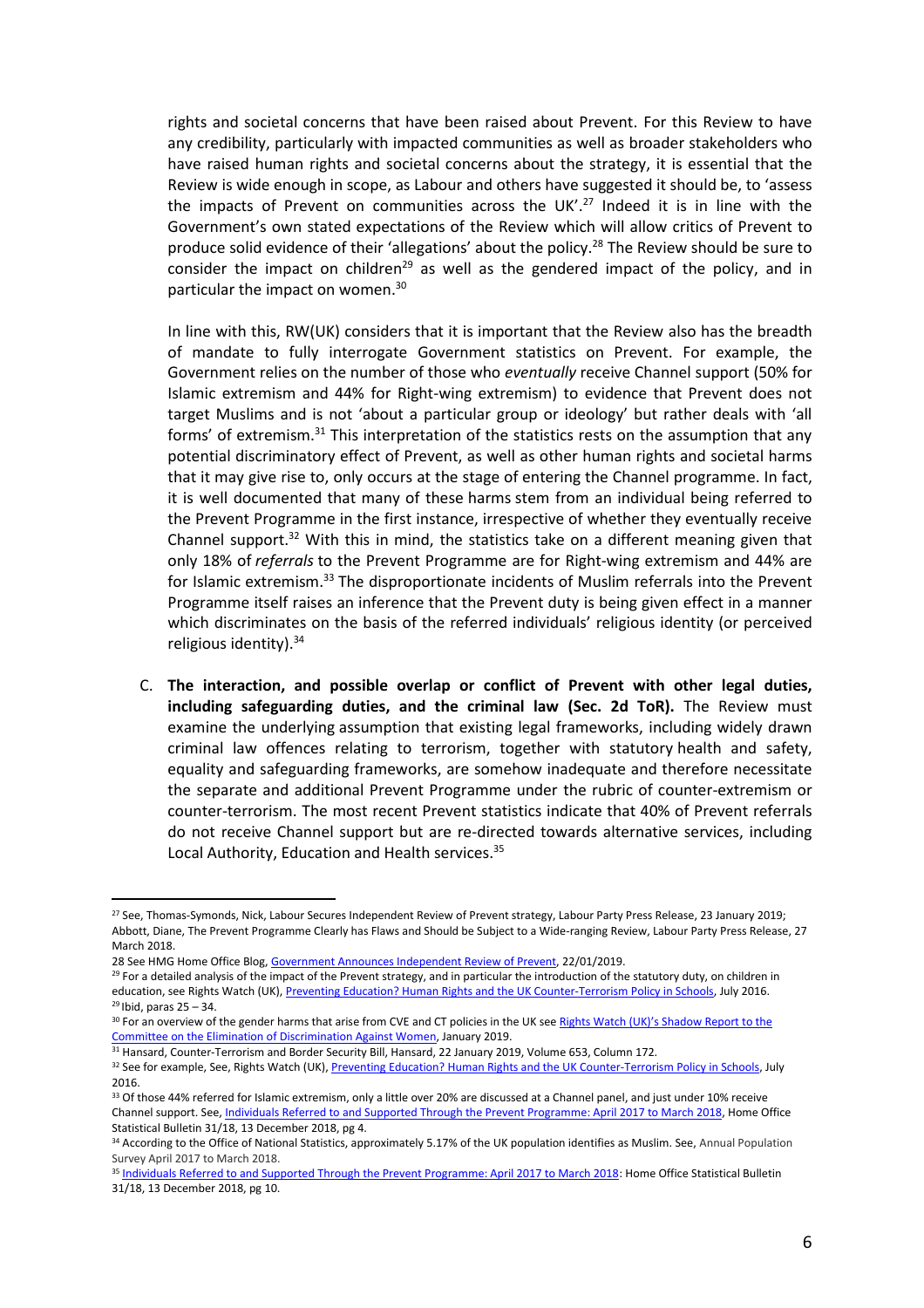rights and societal concerns that have been raised about Prevent. For this Review to have any credibility, particularly with impacted communities as well as broader stakeholders who have raised human rights and societal concerns about the strategy, it is essential that the Review is wide enough in scope, as Labour and others have suggested it should be, to 'assess the impacts of Prevent on communities across the UK'.[27] Indeed it is in line with the Government's own stated expectations of the Review which will allow critics of Prevent to produce solid evidence of their 'allegations' about the policy.[28] The Review should be sure to consider the impact on children[29] as well as the gendered impact of the policy, and in particular the impact on women.[30]

In line with this, RW(UK) considers that it is important that the Review also has the breadth of mandate to fully interrogate Government statistics on Prevent. For example, the Government relies on the number of those who *eventually* receive Channel support (50% for Islamic extremism and 44% for Right-wing extremism) to evidence that Prevent does not target Muslims and is not 'about a particular group or ideology' but rather deals with 'all forms' of extremism.[31] This interpretation of the statistics rests on the assumption that any potential discriminatory effect of Prevent, as well as other human rights and societal harms that it may give rise to, only occurs at the stage of entering the Channel programme. In fact, it is well documented that many of these harms stem from an individual being referred to the Prevent Programme in the first instance, irrespective of whether they eventually receive Channel support.[32] With this in mind, the statistics take on a different meaning given that only 18% of *referrals* to the Prevent Programme are for Right-wing extremism and 44% are for Islamic extremism.[33] The disproportionate incidents of Muslim referrals into the Prevent Programme itself raises an inference that the Prevent duty is being given effect in a manner which discriminates on the basis of the referred individuals' religious identity (or perceived religious identity).[34]

C. **The interaction, and possible overlap or conflict of Prevent with other legal duties, including safeguarding duties, and the criminal law (Sec. 2d ToR).** The Review must examine the underlying assumption that existing legal frameworks, including widely drawn criminal law offences relating to terrorism, together with statutory health and safety, equality and safeguarding frameworks, are somehow inadequate and therefore necessitate the separate and additional Prevent Programme under the rubric of counter-extremism or counter-terrorism. The most recent Prevent statistics indicate that 40% of Prevent referrals do not receive Channel support but are re-directed towards alternative services, including Local Authority, Education and Health services.[35]

---

[27] See, Thomas-Symonds, Nick, Labour Secures Independent Review of Prevent strategy, Labour Party Press Release, 23 January 2019; Abbott, Diane, The Prevent Programme Clearly has Flaws and Should be Subject to a Wide-ranging Review, Labour Party Press Release, 27 March 2018.

28 See HMG Home Office Blog, Government Announces Independent Review of Prevent, 22/01/2019.

[29] For a detailed analysis of the impact of the Prevent strategy, and in particular the introduction of the statutory duty, on children in education, see Rights Watch (UK), Preventing Education? Human Rights and the UK Counter-Terrorism Policy in Schools, July 2016.

[29] Ibid, paras 25 – 34.

[30] For an overview of the gender harms that arise from CVE and CT policies in the UK see Rights Watch (UK)'s Shadow Report to the Committee on the Elimination of Discrimination Against Women, January 2019.

[31] Hansard, Counter-Terrorism and Border Security Bill, Hansard, 22 January 2019, Volume 653, Column 172.

[32] See for example, See, Rights Watch (UK), Preventing Education? Human Rights and the UK Counter-Terrorism Policy in Schools, July 2016.

[33] Of those 44% referred for Islamic extremism, only a little over 20% are discussed at a Channel panel, and just under 10% receive Channel support. See, Individuals Referred to and Supported Through the Prevent Programme: April 2017 to March 2018, Home Office Statistical Bulletin 31/18, 13 December 2018, pg 4.

[34] According to the Office of National Statistics, approximately 5.17% of the UK population identifies as Muslim. See, Annual Population Survey April 2017 to March 2018.

[35] Individuals Referred to and Supported Through the Prevent Programme: April 2017 to March 2018: Home Office Statistical Bulletin 31/18, 13 December 2018, pg 10.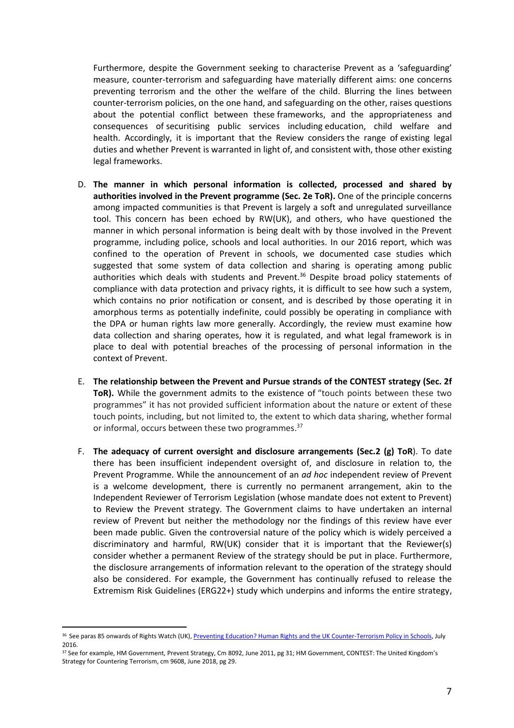Furthermore, despite the Government seeking to characterise Prevent as a 'safeguarding' measure, counter-terrorism and safeguarding have materially different aims: one concerns preventing terrorism and the other the welfare of the child. Blurring the lines between counter-terrorism policies, on the one hand, and safeguarding on the other, raises questions about the potential conflict between these frameworks, and the appropriateness and consequences of securitising public services including education, child welfare and health. Accordingly, it is important that the Review considers the range of existing legal duties and whether Prevent is warranted in light of, and consistent with, those other existing legal frameworks.

D. **The manner in which personal information is collected, processed and shared by authorities involved in the Prevent programme (Sec. 2e ToR).** One of the principle concerns among impacted communities is that Prevent is largely a soft and unregulated surveillance tool. This concern has been echoed by RW(UK), and others, who have questioned the manner in which personal information is being dealt with by those involved in the Prevent programme, including police, schools and local authorities. In our 2016 report, which was confined to the operation of Prevent in schools, we documented case studies which suggested that some system of data collection and sharing is operating among public authorities which deals with students and Prevent.[36] Despite broad policy statements of compliance with data protection and privacy rights, it is difficult to see how such a system, which contains no prior notification or consent, and is described by those operating it in amorphous terms as potentially indefinite, could possibly be operating in compliance with the DPA or human rights law more generally. Accordingly, the review must examine how data collection and sharing operates, how it is regulated, and what legal framework is in place to deal with potential breaches of the processing of personal information in the context of Prevent.

E. **The relationship between the Prevent and Pursue strands of the CONTEST strategy (Sec. 2f ToR).** While the government admits to the existence of "touch points between these two programmes" it has not provided sufficient information about the nature or extent of these touch points, including, but not limited to, the extent to which data sharing, whether formal or informal, occurs between these two programmes.[37]

F. **The adequacy of current oversight and disclosure arrangements (Sec.2 (g) ToR)**. To date there has been insufficient independent oversight of, and disclosure in relation to, the Prevent Programme. While the announcement of an *ad hoc* independent review of Prevent is a welcome development, there is currently no permanent arrangement, akin to the Independent Reviewer of Terrorism Legislation (whose mandate does not extent to Prevent) to Review the Prevent strategy. The Government claims to have undertaken an internal review of Prevent but neither the methodology nor the findings of this review have ever been made public. Given the controversial nature of the policy which is widely perceived a discriminatory and harmful, RW(UK) consider that it is important that the Reviewer(s) consider whether a permanent Review of the strategy should be put in place. Furthermore, the disclosure arrangements of information relevant to the operation of the strategy should also be considered. For example, the Government has continually refused to release the Extremism Risk Guidelines (ERG22+) study which underpins and informs the entire strategy,

---

[36] See paras 85 onwards of Rights Watch (UK), Preventing Education? Human Rights and the UK Counter-Terrorism Policy in Schools, July 2016.

[37] See for example, HM Government, Prevent Strategy, Cm 8092, June 2011, pg 31; HM Government, CONTEST: The United Kingdom's Strategy for Countering Terrorism, cm 9608, June 2018, pg 29.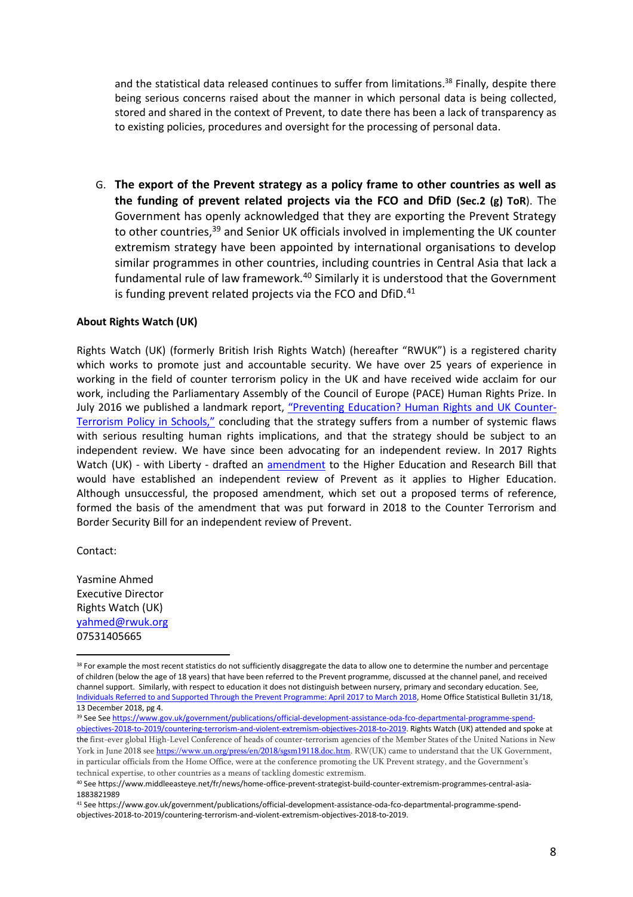and the statistical data released continues to suffer from limitations.[38] Finally, despite there being serious concerns raised about the manner in which personal data is being collected, stored and shared in the context of Prevent, to date there has been a lack of transparency as to existing policies, procedures and oversight for the processing of personal data.

G. **The export of the Prevent strategy as a policy frame to other countries as well as the funding of prevent related projects via the FCO and DfiD (Sec.2 (g) ToR)**. The Government has openly acknowledged that they are exporting the Prevent Strategy to other countries,[39] and Senior UK officials involved in implementing the UK counter extremism strategy have been appointed by international organisations to develop similar programmes in other countries, including countries in Central Asia that lack a fundamental rule of law framework.[40] Similarly it is understood that the Government is funding prevent related projects via the FCO and DfiD.[41]

**About Rights Watch (UK)**

Rights Watch (UK) (formerly British Irish Rights Watch) (hereafter "RWUK") is a registered charity which works to promote just and accountable security. We have over 25 years of experience in working in the field of counter terrorism policy in the UK and have received wide acclaim for our work, including the Parliamentary Assembly of the Council of Europe (PACE) Human Rights Prize. In July 2016 we published a landmark report, "Preventing Education? Human Rights and UK Counter-Terrorism Policy in Schools," concluding that the strategy suffers from a number of systemic flaws with serious resulting human rights implications, and that the strategy should be subject to an independent review. We have since been advocating for an independent review. In 2017 Rights Watch (UK) - with Liberty - drafted an amendment to the Higher Education and Research Bill that would have established an independent review of Prevent as it applies to Higher Education. Although unsuccessful, the proposed amendment, which set out a proposed terms of reference, formed the basis of the amendment that was put forward in 2018 to the Counter Terrorism and Border Security Bill for an independent review of Prevent.

Contact:

Yasmine Ahmed
Executive Director
Rights Watch (UK)
yahmed@rwuk.org
07531405665

---

[38] For example the most recent statistics do not sufficiently disaggregate the data to allow one to determine the number and percentage of children (below the age of 18 years) that have been referred to the Prevent programme, discussed at the channel panel, and received channel support. Similarly, with respect to education it does not distinguish between nursery, primary and secondary education. See, Individuals Referred to and Supported Through the Prevent Programme: April 2017 to March 2018, Home Office Statistical Bulletin 31/18, 13 December 2018, pg 4.

[39] See See https://www.gov.uk/government/publications/official-development-assistance-oda-fco-departmental-programme-spend-objectives-2018-to-2019/countering-terrorism-and-violent-extremism-objectives-2018-to-2019. Rights Watch (UK) attended and spoke at the first-ever global High-Level Conference of heads of counter-terrorism agencies of the Member States of the United Nations in New York in June 2018 see https://www.un.org/press/en/2018/sgsm19118.doc.htm. RW(UK) came to understand that the UK Government, in particular officials from the Home Office, were at the conference promoting the UK Prevent strategy, and the Government's technical expertise, to other countries as a means of tackling domestic extremism.

[40] See https://www.middleeasteye.net/fr/news/home-office-prevent-strategist-build-counter-extremism-programmes-central-asia-1883821989

[41] See https://www.gov.uk/government/publications/official-development-assistance-oda-fco-departmental-programme-spend-objectives-2018-to-2019/countering-terrorism-and-violent-extremism-objectives-2018-to-2019.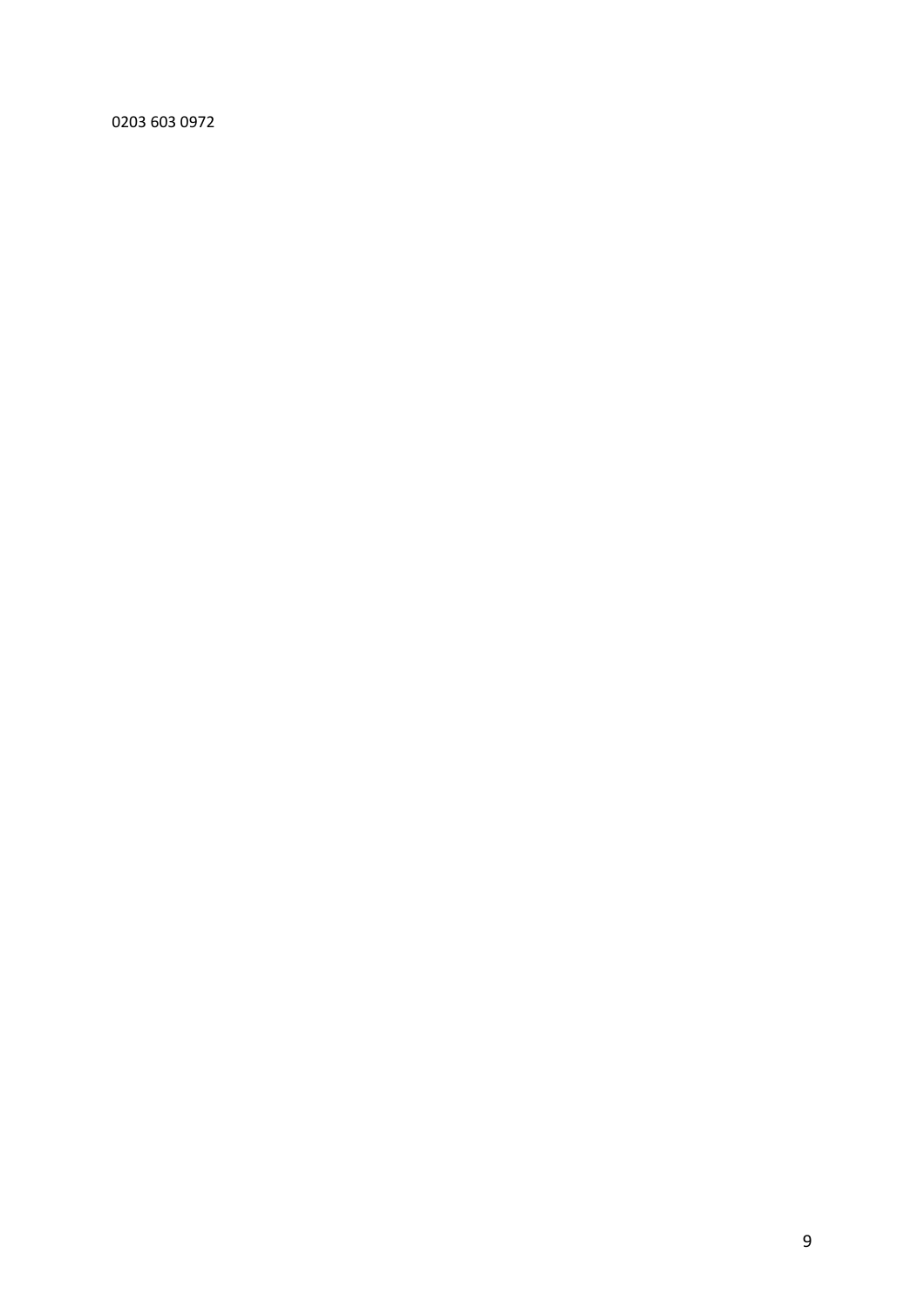0203 603 0972